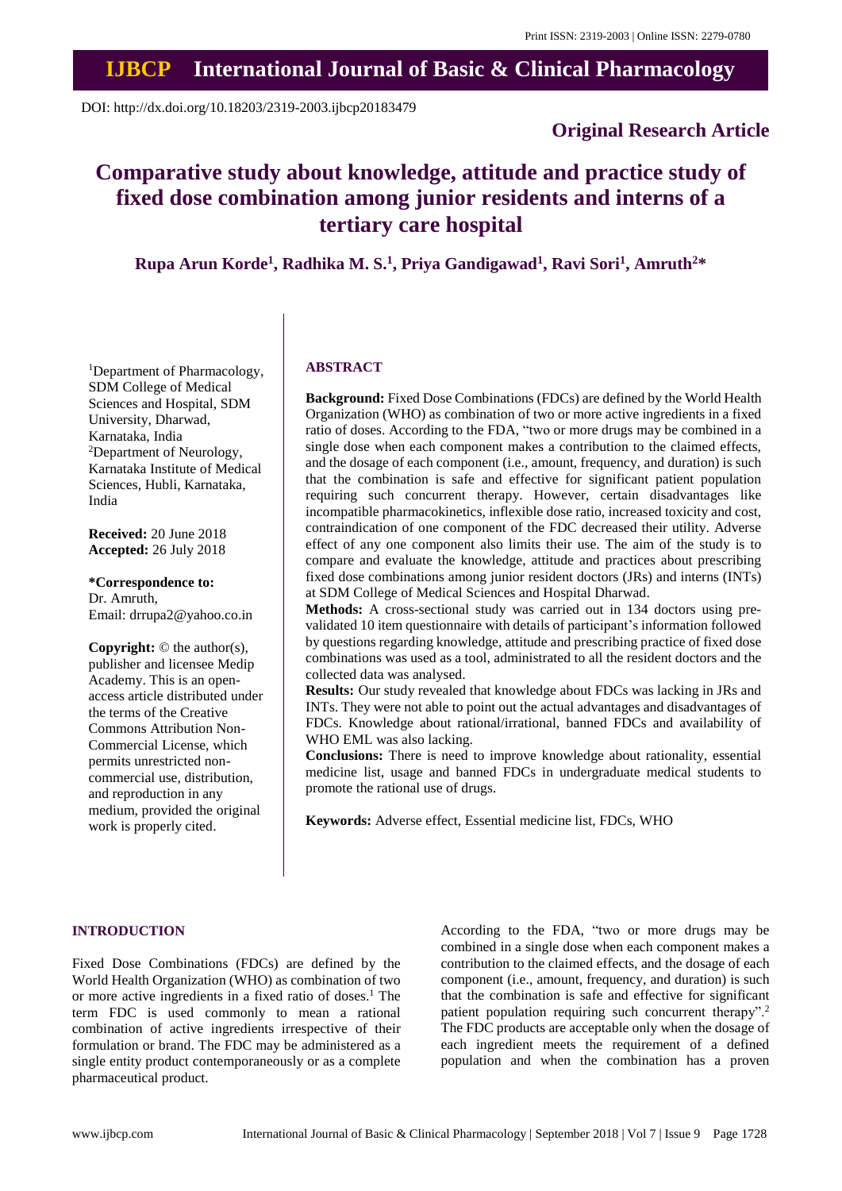Print ISSN: 2319-2003 | Online ISSN: 2279-0780

# IJBCP International Journal of Basic & Clinical Pharmacology

DOI: http://dx.doi.org/10.18203/2319-2003.ijbcp20183479

**Original Research Article**

# Comparative study about knowledge, attitude and practice study of fixed dose combination among junior residents and interns of a tertiary care hospital

**Rupa Arun Korde[1], Radhika M. S.[1], Priya Gandigawad[1], Ravi Sori[1], Amruth[2]***

[1]Department of Pharmacology, SDM College of Medical Sciences and Hospital, SDM University, Dharwad, Karnataka, India
[2]Department of Neurology, Karnataka Institute of Medical Sciences, Hubli, Karnataka, India

**Received:** 20 June 2018
**Accepted:** 26 July 2018

**\*Correspondence to:**
Dr. Amruth,
Email: drrupa2@yahoo.co.in

**Copyright:** © the author(s), publisher and licensee Medip Academy. This is an open-access article distributed under the terms of the Creative Commons Attribution Non-Commercial License, which permits unrestricted non-commercial use, distribution, and reproduction in any medium, provided the original work is properly cited.

## ABSTRACT

**Background:** Fixed Dose Combinations (FDCs) are defined by the World Health Organization (WHO) as combination of two or more active ingredients in a fixed ratio of doses. According to the FDA, "two or more drugs may be combined in a single dose when each component makes a contribution to the claimed effects, and the dosage of each component (i.e., amount, frequency, and duration) is such that the combination is safe and effective for significant patient population requiring such concurrent therapy. However, certain disadvantages like incompatible pharmacokinetics, inflexible dose ratio, increased toxicity and cost, contraindication of one component of the FDC decreased their utility. Adverse effect of any one component also limits their use. The aim of the study is to compare and evaluate the knowledge, attitude and practices about prescribing fixed dose combinations among junior resident doctors (JRs) and interns (INTs) at SDM College of Medical Sciences and Hospital Dharwad.

**Methods:** A cross-sectional study was carried out in 134 doctors using pre-validated 10 item questionnaire with details of participant's information followed by questions regarding knowledge, attitude and prescribing practice of fixed dose combinations was used as a tool, administrated to all the resident doctors and the collected data was analysed.

**Results:** Our study revealed that knowledge about FDCs was lacking in JRs and INTs. They were not able to point out the actual advantages and disadvantages of FDCs. Knowledge about rational/irrational, banned FDCs and availability of WHO EML was also lacking.

**Conclusions:** There is need to improve knowledge about rationality, essential medicine list, usage and banned FDCs in undergraduate medical students to promote the rational use of drugs.

**Keywords:** Adverse effect, Essential medicine list, FDCs, WHO

## INTRODUCTION

Fixed Dose Combinations (FDCs) are defined by the World Health Organization (WHO) as combination of two or more active ingredients in a fixed ratio of doses.[1] The term FDC is used commonly to mean a rational combination of active ingredients irrespective of their formulation or brand. The FDC may be administered as a single entity product contemporaneously or as a complete pharmaceutical product.

According to the FDA, "two or more drugs may be combined in a single dose when each component makes a contribution to the claimed effects, and the dosage of each component (i.e., amount, frequency, and duration) is such that the combination is safe and effective for significant patient population requiring such concurrent therapy".[2] The FDC products are acceptable only when the dosage of each ingredient meets the requirement of a defined population and when the combination has a proven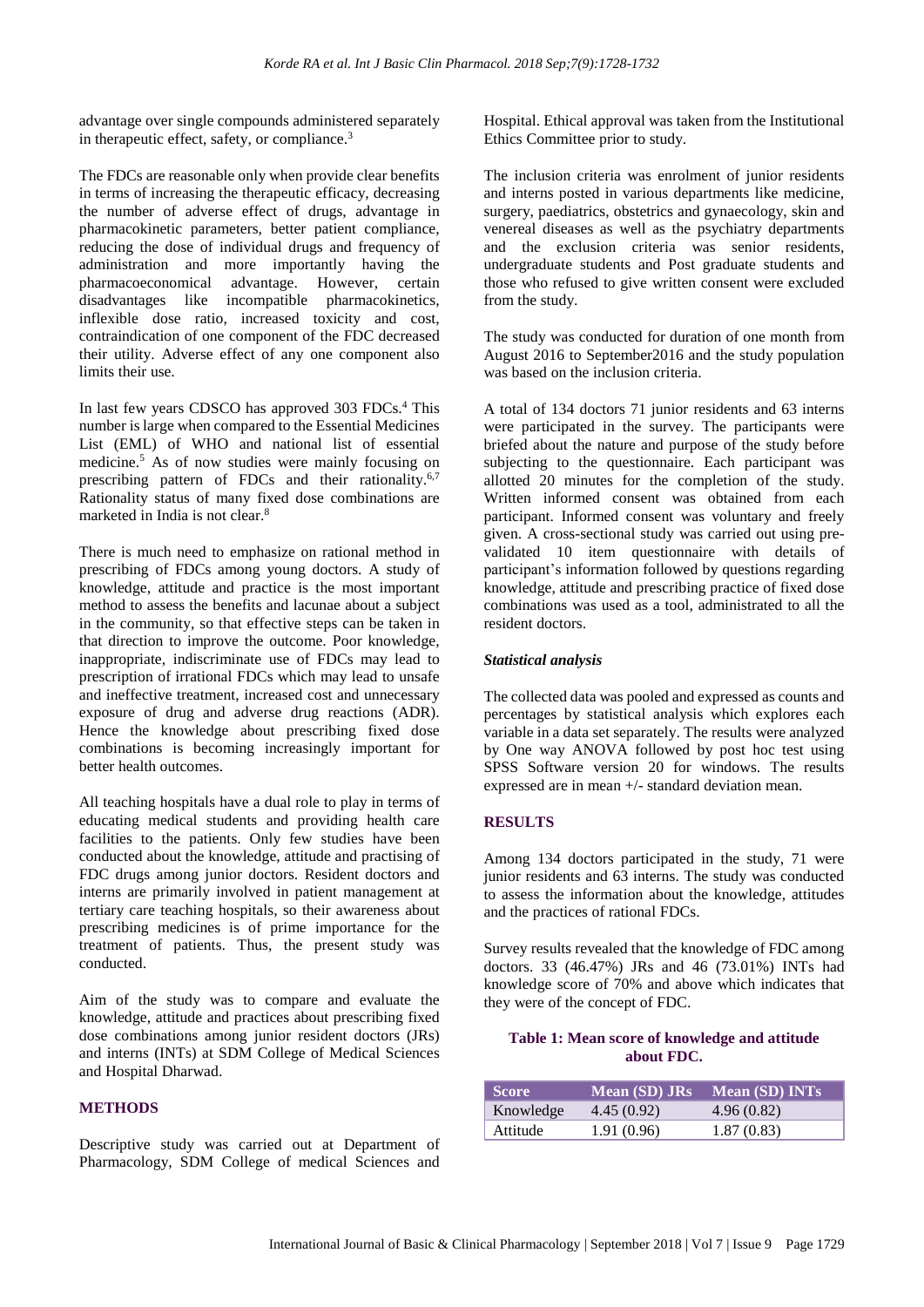advantage over single compounds administered separately in therapeutic effect, safety, or compliance.[3]

The FDCs are reasonable only when provide clear benefits in terms of increasing the therapeutic efficacy, decreasing the number of adverse effect of drugs, advantage in pharmacokinetic parameters, better patient compliance, reducing the dose of individual drugs and frequency of administration and more importantly having the pharmacoeconomical advantage. However, certain disadvantages like incompatible pharmacokinetics, inflexible dose ratio, increased toxicity and cost, contraindication of one component of the FDC decreased their utility. Adverse effect of any one component also limits their use.

In last few years CDSCO has approved 303 FDCs.[4] This number is large when compared to the Essential Medicines List (EML) of WHO and national list of essential medicine.[5] As of now studies were mainly focusing on prescribing pattern of FDCs and their rationality.[6,7] Rationality status of many fixed dose combinations are marketed in India is not clear.[8]

There is much need to emphasize on rational method in prescribing of FDCs among young doctors. A study of knowledge, attitude and practice is the most important method to assess the benefits and lacunae about a subject in the community, so that effective steps can be taken in that direction to improve the outcome. Poor knowledge, inappropriate, indiscriminate use of FDCs may lead to prescription of irrational FDCs which may lead to unsafe and ineffective treatment, increased cost and unnecessary exposure of drug and adverse drug reactions (ADR). Hence the knowledge about prescribing fixed dose combinations is becoming increasingly important for better health outcomes.

All teaching hospitals have a dual role to play in terms of educating medical students and providing health care facilities to the patients. Only few studies have been conducted about the knowledge, attitude and practising of FDC drugs among junior doctors. Resident doctors and interns are primarily involved in patient management at tertiary care teaching hospitals, so their awareness about prescribing medicines is of prime importance for the treatment of patients. Thus, the present study was conducted.

Aim of the study was to compare and evaluate the knowledge, attitude and practices about prescribing fixed dose combinations among junior resident doctors (JRs) and interns (INTs) at SDM College of Medical Sciences and Hospital Dharwad.

## METHODS

Descriptive study was carried out at Department of Pharmacology, SDM College of medical Sciences and Hospital. Ethical approval was taken from the Institutional Ethics Committee prior to study.

The inclusion criteria was enrolment of junior residents and interns posted in various departments like medicine, surgery, paediatrics, obstetrics and gynaecology, skin and venereal diseases as well as the psychiatry departments and the exclusion criteria was senior residents, undergraduate students and Post graduate students and those who refused to give written consent were excluded from the study.

The study was conducted for duration of one month from August 2016 to September2016 and the study population was based on the inclusion criteria.

A total of 134 doctors 71 junior residents and 63 interns were participated in the survey. The participants were briefed about the nature and purpose of the study before subjecting to the questionnaire. Each participant was allotted 20 minutes for the completion of the study. Written informed consent was obtained from each participant. Informed consent was voluntary and freely given. A cross-sectional study was carried out using pre-validated 10 item questionnaire with details of participant's information followed by questions regarding knowledge, attitude and prescribing practice of fixed dose combinations was used as a tool, administrated to all the resident doctors.

### *Statistical analysis*

The collected data was pooled and expressed as counts and percentages by statistical analysis which explores each variable in a data set separately. The results were analyzed by One way ANOVA followed by post hoc test using SPSS Software version 20 for windows. The results expressed are in mean +/- standard deviation mean.

## RESULTS

Among 134 doctors participated in the study, 71 were junior residents and 63 interns. The study was conducted to assess the information about the knowledge, attitudes and the practices of rational FDCs.

Survey results revealed that the knowledge of FDC among doctors. 33 (46.47%) JRs and 46 (73.01%) INTs had knowledge score of 70% and above which indicates that they were of the concept of FDC.

**Table 1: Mean score of knowledge and attitude about FDC.**

| Score | Mean (SD) JRs | Mean (SD) INTs |
|---|---|---|
| Knowledge | 4.45 (0.92) | 4.96 (0.82) |
| Attitude | 1.91 (0.96) | 1.87 (0.83) |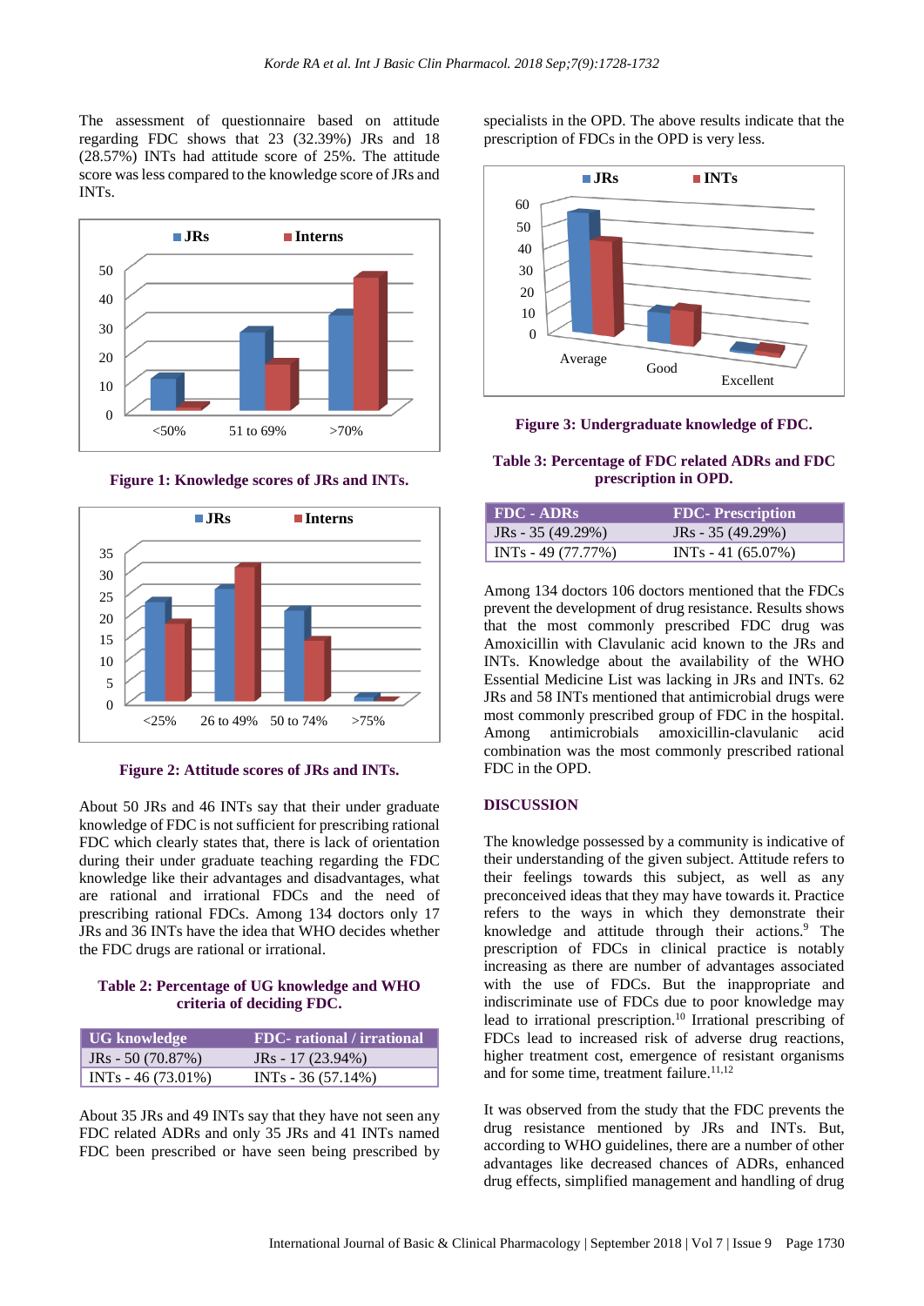The assessment of questionnaire based on attitude regarding FDC shows that 23 (32.39%) JRs and 18 (28.57%) INTs had attitude score of 25%. The attitude score was less compared to the knowledge score of JRs and INTs.

**Figure 1: Knowledge scores of JRs and INTs.**

**Figure 2: Attitude scores of JRs and INTs.**

About 50 JRs and 46 INTs say that their under graduate knowledge of FDC is not sufficient for prescribing rational FDC which clearly states that, there is lack of orientation during their under graduate teaching regarding the FDC knowledge like their advantages and disadvantages, what are rational and irrational FDCs and the need of prescribing rational FDCs. Among 134 doctors only 17 JRs and 36 INTs have the idea that WHO decides whether the FDC drugs are rational or irrational.

**Table 2: Percentage of UG knowledge and WHO criteria of deciding FDC.**

| UG knowledge | FDC- rational / irrational |
|---|---|
| JRs - 50 (70.87%) | JRs - 17 (23.94%) |
| INTs - 46 (73.01%) | INTs - 36 (57.14%) |

About 35 JRs and 49 INTs say that they have not seen any FDC related ADRs and only 35 JRs and 41 INTs named FDC been prescribed or have seen being prescribed by specialists in the OPD. The above results indicate that the prescription of FDCs in the OPD is very less.

**Figure 3: Undergraduate knowledge of FDC.**

**Table 3: Percentage of FDC related ADRs and FDC prescription in OPD.**

| FDC - ADRs | FDC- Prescription |
|---|---|
| JRs - 35 (49.29%) | JRs - 35 (49.29%) |
| INTs - 49 (77.77%) | INTs - 41 (65.07%) |

Among 134 doctors 106 doctors mentioned that the FDCs prevent the development of drug resistance. Results shows that the most commonly prescribed FDC drug was Amoxicillin with Clavulanic acid known to the JRs and INTs. Knowledge about the availability of the WHO Essential Medicine List was lacking in JRs and INTs. 62 JRs and 58 INTs mentioned that antimicrobial drugs were most commonly prescribed group of FDC in the hospital. Among antimicrobials amoxicillin-clavulanic acid combination was the most commonly prescribed rational FDC in the OPD.

## DISCUSSION

The knowledge possessed by a community is indicative of their understanding of the given subject. Attitude refers to their feelings towards this subject, as well as any preconceived ideas that they may have towards it. Practice refers to the ways in which they demonstrate their knowledge and attitude through their actions.[9] The prescription of FDCs in clinical practice is notably increasing as there are number of advantages associated with the use of FDCs. But the inappropriate and indiscriminate use of FDCs due to poor knowledge may lead to irrational prescription.[10] Irrational prescribing of FDCs lead to increased risk of adverse drug reactions, higher treatment cost, emergence of resistant organisms and for some time, treatment failure.[11,12]

It was observed from the study that the FDC prevents the drug resistance mentioned by JRs and INTs. But, according to WHO guidelines, there are a number of other advantages like decreased chances of ADRs, enhanced drug effects, simplified management and handling of drug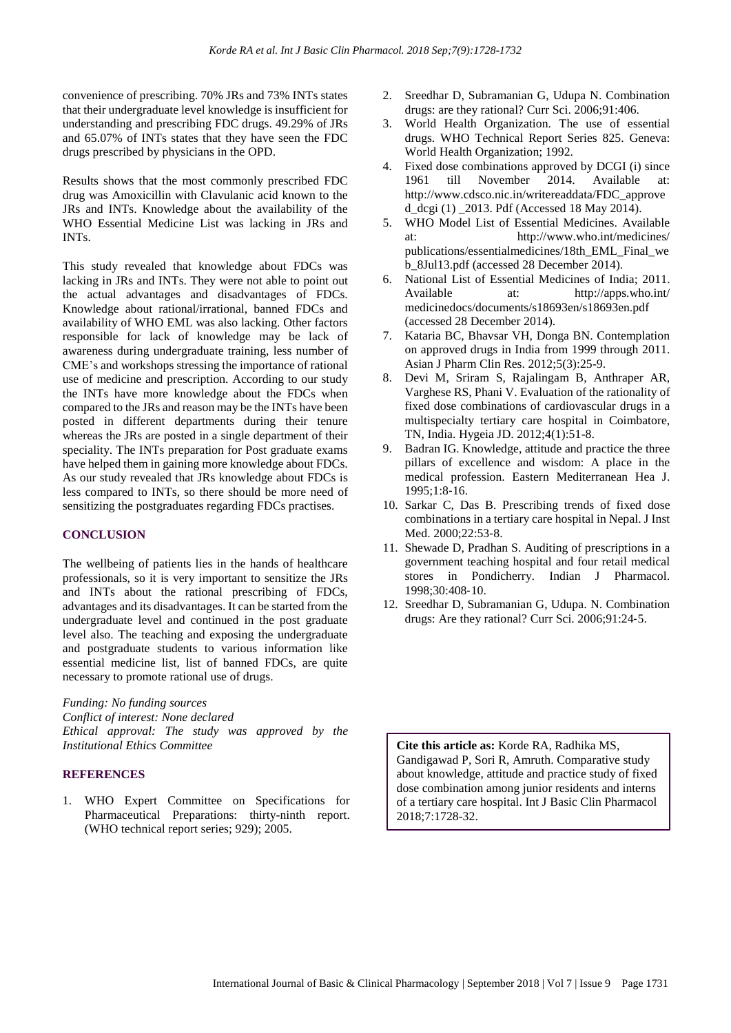convenience of prescribing. 70% JRs and 73% INTs states that their undergraduate level knowledge is insufficient for understanding and prescribing FDC drugs. 49.29% of JRs and 65.07% of INTs states that they have seen the FDC drugs prescribed by physicians in the OPD.

Results shows that the most commonly prescribed FDC drug was Amoxicillin with Clavulanic acid known to the JRs and INTs. Knowledge about the availability of the WHO Essential Medicine List was lacking in JRs and INTs.

This study revealed that knowledge about FDCs was lacking in JRs and INTs. They were not able to point out the actual advantages and disadvantages of FDCs. Knowledge about rational/irrational, banned FDCs and availability of WHO EML was also lacking. Other factors responsible for lack of knowledge may be lack of awareness during undergraduate training, less number of CME's and workshops stressing the importance of rational use of medicine and prescription. According to our study the INTs have more knowledge about the FDCs when compared to the JRs and reason may be the INTs have been posted in different departments during their tenure whereas the JRs are posted in a single department of their speciality. The INTs preparation for Post graduate exams have helped them in gaining more knowledge about FDCs. As our study revealed that JRs knowledge about FDCs is less compared to INTs, so there should be more need of sensitizing the postgraduates regarding FDCs practises.

## CONCLUSION

The wellbeing of patients lies in the hands of healthcare professionals, so it is very important to sensitize the JRs and INTs about the rational prescribing of FDCs, advantages and its disadvantages. It can be started from the undergraduate level and continued in the post graduate level also. The teaching and exposing the undergraduate and postgraduate students to various information like essential medicine list, list of banned FDCs, are quite necessary to promote rational use of drugs.

*Funding: No funding sources*
*Conflict of interest: None declared*
*Ethical approval: The study was approved by the Institutional Ethics Committee*

## REFERENCES

1. WHO Expert Committee on Specifications for Pharmaceutical Preparations: thirty-ninth report. (WHO technical report series; 929); 2005.
2. Sreedhar D, Subramanian G, Udupa N. Combination drugs: are they rational? Curr Sci. 2006;91:406.
3. World Health Organization. The use of essential drugs. WHO Technical Report Series 825. Geneva: World Health Organization; 1992.
4. Fixed dose combinations approved by DCGI (i) since 1961 till November 2014. Available at: http://www.cdsco.nic.in/writereaddata/FDC_approved_dcgi (1) _2013. Pdf (Accessed 18 May 2014).
5. WHO Model List of Essential Medicines. Available at: http://www.who.int/medicines/publications/essentialmedicines/18th_EML_Final_web_8Jul13.pdf (accessed 28 December 2014).
6. National List of Essential Medicines of India; 2011. Available at: http://apps.who.int/medicinedocs/documents/s18693en/s18693en.pdf (accessed 28 December 2014).
7. Kataria BC, Bhavsar VH, Donga BN. Contemplation on approved drugs in India from 1999 through 2011. Asian J Pharm Clin Res. 2012;5(3):25-9.
8. Devi M, Sriram S, Rajalingam B, Anthraper AR, Varghese RS, Phani V. Evaluation of the rationality of fixed dose combinations of cardiovascular drugs in a multispecialty tertiary care hospital in Coimbatore, TN, India. Hygeia JD. 2012;4(1):51-8.
9. Badran IG. Knowledge, attitude and practice the three pillars of excellence and wisdom: A place in the medical profession. Eastern Mediterranean Hea J. 1995;1:8-16.
10. Sarkar C, Das B. Prescribing trends of fixed dose combinations in a tertiary care hospital in Nepal. J Inst Med. 2000;22:53-8.
11. Shewade D, Pradhan S. Auditing of prescriptions in a government teaching hospital and four retail medical stores in Pondicherry. Indian J Pharmacol. 1998;30:408-10.
12. Sreedhar D, Subramanian G, Udupa. N. Combination drugs: Are they rational? Curr Sci. 2006;91:24-5.

**Cite this article as:** Korde RA, Radhika MS, Gandigawad P, Sori R, Amruth. Comparative study about knowledge, attitude and practice study of fixed dose combination among junior residents and interns of a tertiary care hospital. Int J Basic Clin Pharmacol 2018;7:1728-32.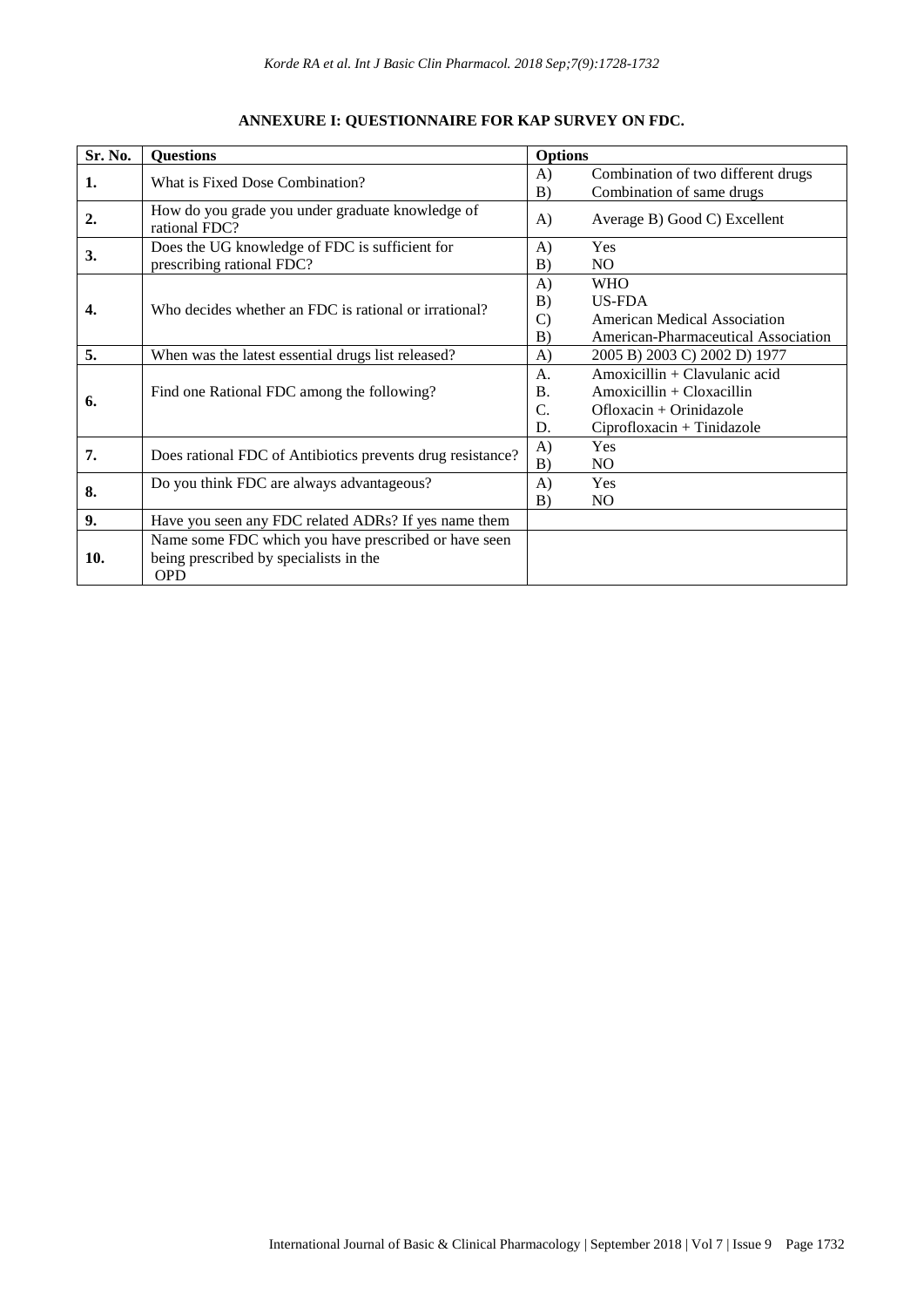## ANNEXURE I: QUESTIONNAIRE FOR KAP SURVEY ON FDC.

| Sr. No. | Questions | Options |
|---|---|---|
| **1.** | What is Fixed Dose Combination? | A) Combination of two different drugs<br>B) Combination of same drugs |
| **2.** | How do you grade you under graduate knowledge of rational FDC? | A) Average B) Good C) Excellent |
| **3.** | Does the UG knowledge of FDC is sufficient for prescribing rational FDC? | A) Yes<br>B) NO |
| **4.** | Who decides whether an FDC is rational or irrational? | A) WHO<br>B) US-FDA<br>C) American Medical Association<br>B) American-Pharmaceutical Association |
| **5.** | When was the latest essential drugs list released? | A) 2005 B) 2003 C) 2002 D) 1977 |
| **6.** | Find one Rational FDC among the following? | A. Amoxicillin + Clavulanic acid<br>B. Amoxicillin + Cloxacillin<br>C. Ofloxacin + Orinidazole<br>D. Ciprofloxacin + Tinidazole |
| **7.** | Does rational FDC of Antibiotics prevents drug resistance? | A) Yes<br>B) NO |
| **8.** | Do you think FDC are always advantageous? | A) Yes<br>B) NO |
| **9.** | Have you seen any FDC related ADRs? If yes name them | |
| **10.** | Name some FDC which you have prescribed or have seen being prescribed by specialists in the OPD | |